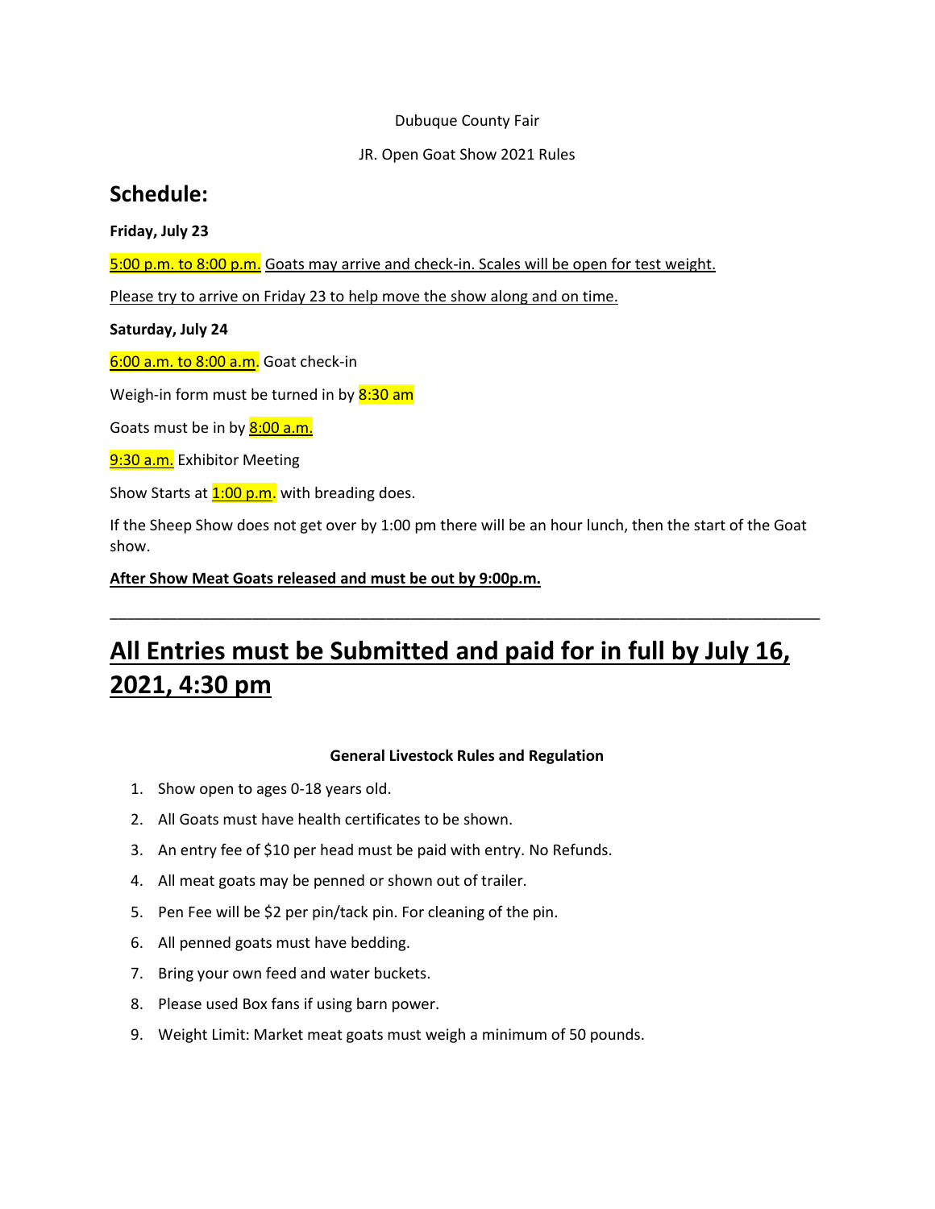Dubuque County Fair

JR. Open Goat Show 2021 Rules

## Schedule:

**Friday, July 23**

5:00 p.m. to 8:00 p.m. Goats may arrive and check-in. Scales will be open for test weight.

Please try to arrive on Friday 23 to help move the show along and on time.

**Saturday, July 24**

6:00 a.m. to 8:00 a.m. Goat check-in

Weigh-in form must be turned in by 8:30 am

Goats must be in by 8:00 a.m.

9:30 a.m. Exhibitor Meeting

Show Starts at 1:00 p.m. with breading does.

If the Sheep Show does not get over by 1:00 pm there will be an hour lunch, then the start of the Goat show.

**After Show Meat Goats released and must be out by 9:00p.m.**

---

# All Entries must be Submitted and paid for in full by July 16, 2021, 4:30 pm

**General Livestock Rules and Regulation**

1. Show open to ages 0-18 years old.
2. All Goats must have health certificates to be shown.
3. An entry fee of $10 per head must be paid with entry. No Refunds.
4. All meat goats may be penned or shown out of trailer.
5. Pen Fee will be $2 per pin/tack pin. For cleaning of the pin.
6. All penned goats must have bedding.
7. Bring your own feed and water buckets.
8. Please used Box fans if using barn power.
9. Weight Limit: Market meat goats must weigh a minimum of 50 pounds.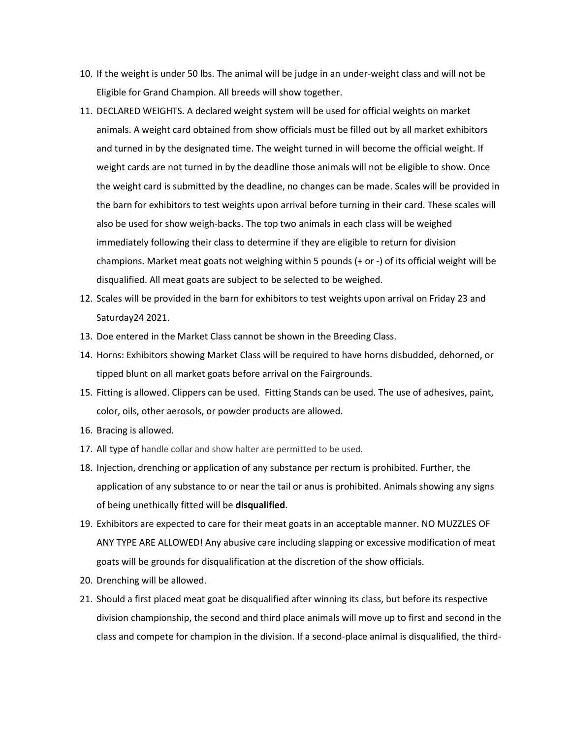10. If the weight is under 50 lbs. The animal will be judge in an under-weight class and will not be Eligible for Grand Champion. All breeds will show together.
11. DECLARED WEIGHTS. A declared weight system will be used for official weights on market animals. A weight card obtained from show officials must be filled out by all market exhibitors and turned in by the designated time. The weight turned in will become the official weight. If weight cards are not turned in by the deadline those animals will not be eligible to show. Once the weight card is submitted by the deadline, no changes can be made. Scales will be provided in the barn for exhibitors to test weights upon arrival before turning in their card. These scales will also be used for show weigh-backs. The top two animals in each class will be weighed immediately following their class to determine if they are eligible to return for division champions. Market meat goats not weighing within 5 pounds (+ or -) of its official weight will be disqualified. All meat goats are subject to be selected to be weighed.
12. Scales will be provided in the barn for exhibitors to test weights upon arrival on Friday 23 and Saturday24 2021.
13. Doe entered in the Market Class cannot be shown in the Breeding Class.
14. Horns: Exhibitors showing Market Class will be required to have horns disbudded, dehorned, or tipped blunt on all market goats before arrival on the Fairgrounds.
15. Fitting is allowed. Clippers can be used. Fitting Stands can be used. The use of adhesives, paint, color, oils, other aerosols, or powder products are allowed.
16. Bracing is allowed.
17. All type of handle collar and show halter are permitted to be used.
18. Injection, drenching or application of any substance per rectum is prohibited. Further, the application of any substance to or near the tail or anus is prohibited. Animals showing any signs of being unethically fitted will be **disqualified**.
19. Exhibitors are expected to care for their meat goats in an acceptable manner. NO MUZZLES OF ANY TYPE ARE ALLOWED! Any abusive care including slapping or excessive modification of meat goats will be grounds for disqualification at the discretion of the show officials.
20. Drenching will be allowed.
21. Should a first placed meat goat be disqualified after winning its class, but before its respective division championship, the second and third place animals will move up to first and second in the class and compete for champion in the division. If a second-place animal is disqualified, the third-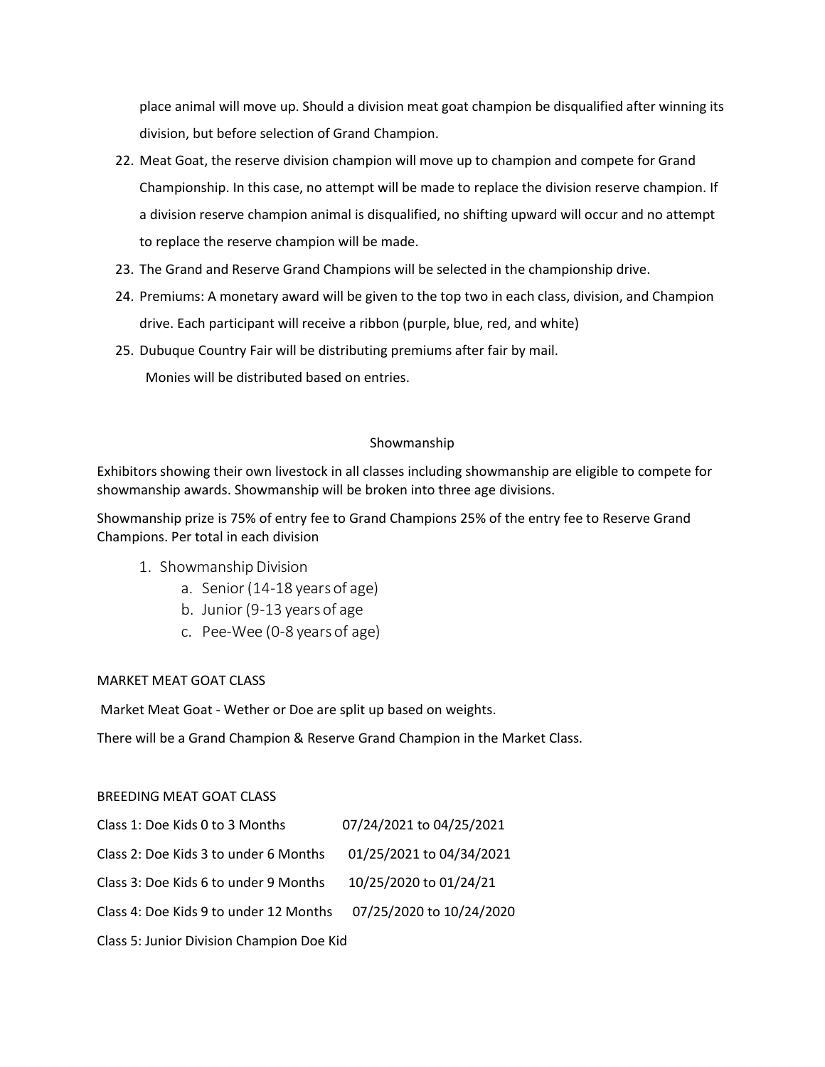place animal will move up. Should a division meat goat champion be disqualified after winning its division, but before selection of Grand Champion.

22. Meat Goat, the reserve division champion will move up to champion and compete for Grand Championship. In this case, no attempt will be made to replace the division reserve champion. If a division reserve champion animal is disqualified, no shifting upward will occur and no attempt to replace the reserve champion will be made.
23. The Grand and Reserve Grand Champions will be selected in the championship drive.
24. Premiums: A monetary award will be given to the top two in each class, division, and Champion drive. Each participant will receive a ribbon (purple, blue, red, and white)
25. Dubuque Country Fair will be distributing premiums after fair by mail.
    Monies will be distributed based on entries.

## Showmanship

Exhibitors showing their own livestock in all classes including showmanship are eligible to compete for showmanship awards. Showmanship will be broken into three age divisions.

Showmanship prize is 75% of entry fee to Grand Champions 25% of the entry fee to Reserve Grand Champions. Per total in each division

1. Showmanship Division
   a. Senior (14-18 years of age)
   b. Junior (9-13 years of age
   c. Pee-Wee (0-8 years of age)

## MARKET MEAT GOAT CLASS

Market Meat Goat - Wether or Doe are split up based on weights.

There will be a Grand Champion & Reserve Grand Champion in the Market Class.

## BREEDING MEAT GOAT CLASS

Class 1: Doe Kids 0 to 3 Months 07/24/2021 to 04/25/2021

Class 2: Doe Kids 3 to under 6 Months 01/25/2021 to 04/34/2021

Class 3: Doe Kids 6 to under 9 Months 10/25/2020 to 01/24/21

Class 4: Doe Kids 9 to under 12 Months 07/25/2020 to 10/24/2020

Class 5: Junior Division Champion Doe Kid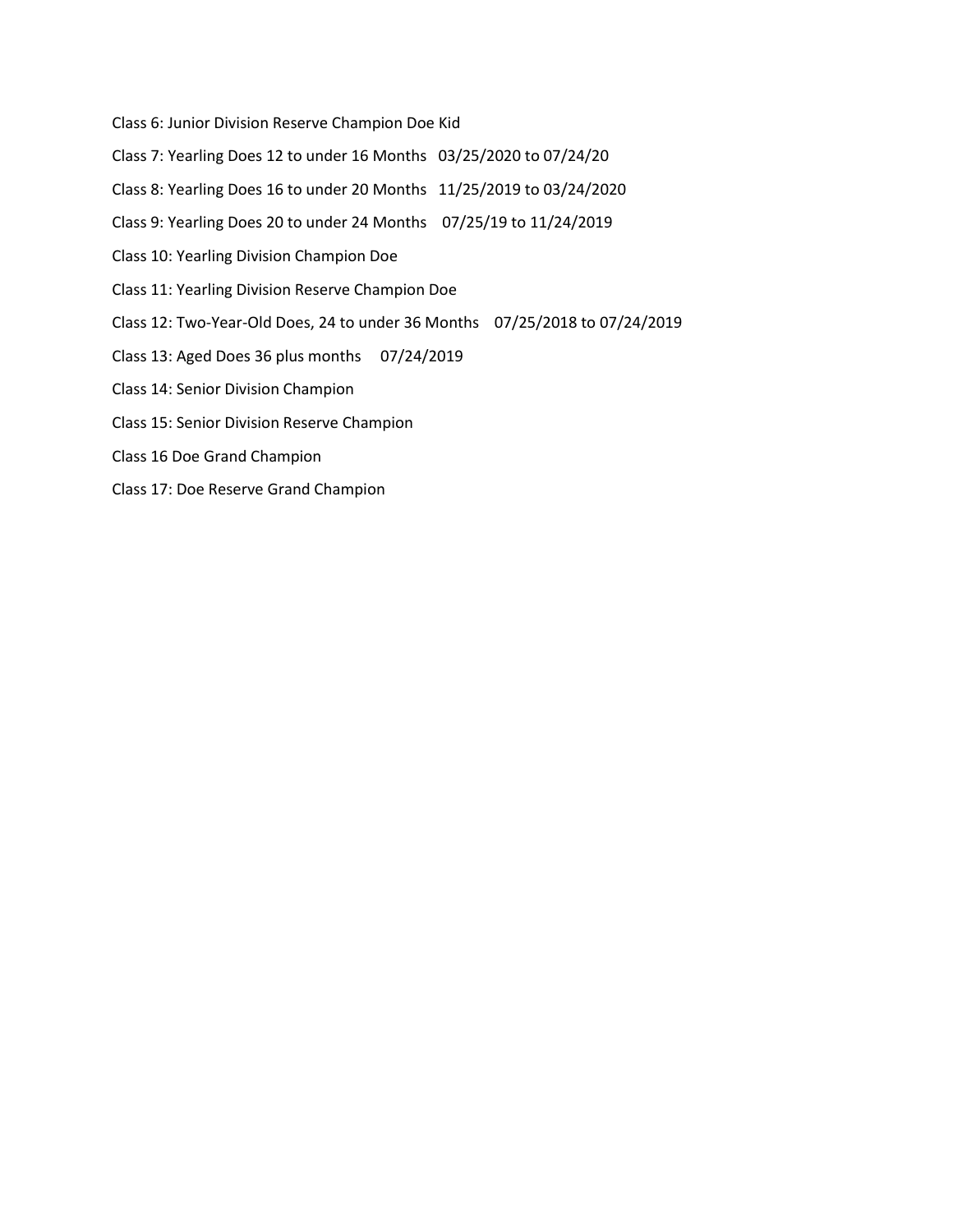Class 6: Junior Division Reserve Champion Doe Kid

Class 7: Yearling Does 12 to under 16 Months 03/25/2020 to 07/24/20

Class 8: Yearling Does 16 to under 20 Months 11/25/2019 to 03/24/2020

Class 9: Yearling Does 20 to under 24 Months 07/25/19 to 11/24/2019

Class 10: Yearling Division Champion Doe

Class 11: Yearling Division Reserve Champion Doe

Class 12: Two-Year-Old Does, 24 to under 36 Months 07/25/2018 to 07/24/2019

Class 13: Aged Does 36 plus months 07/24/2019

Class 14: Senior Division Champion

Class 15: Senior Division Reserve Champion

Class 16 Doe Grand Champion

Class 17: Doe Reserve Grand Champion